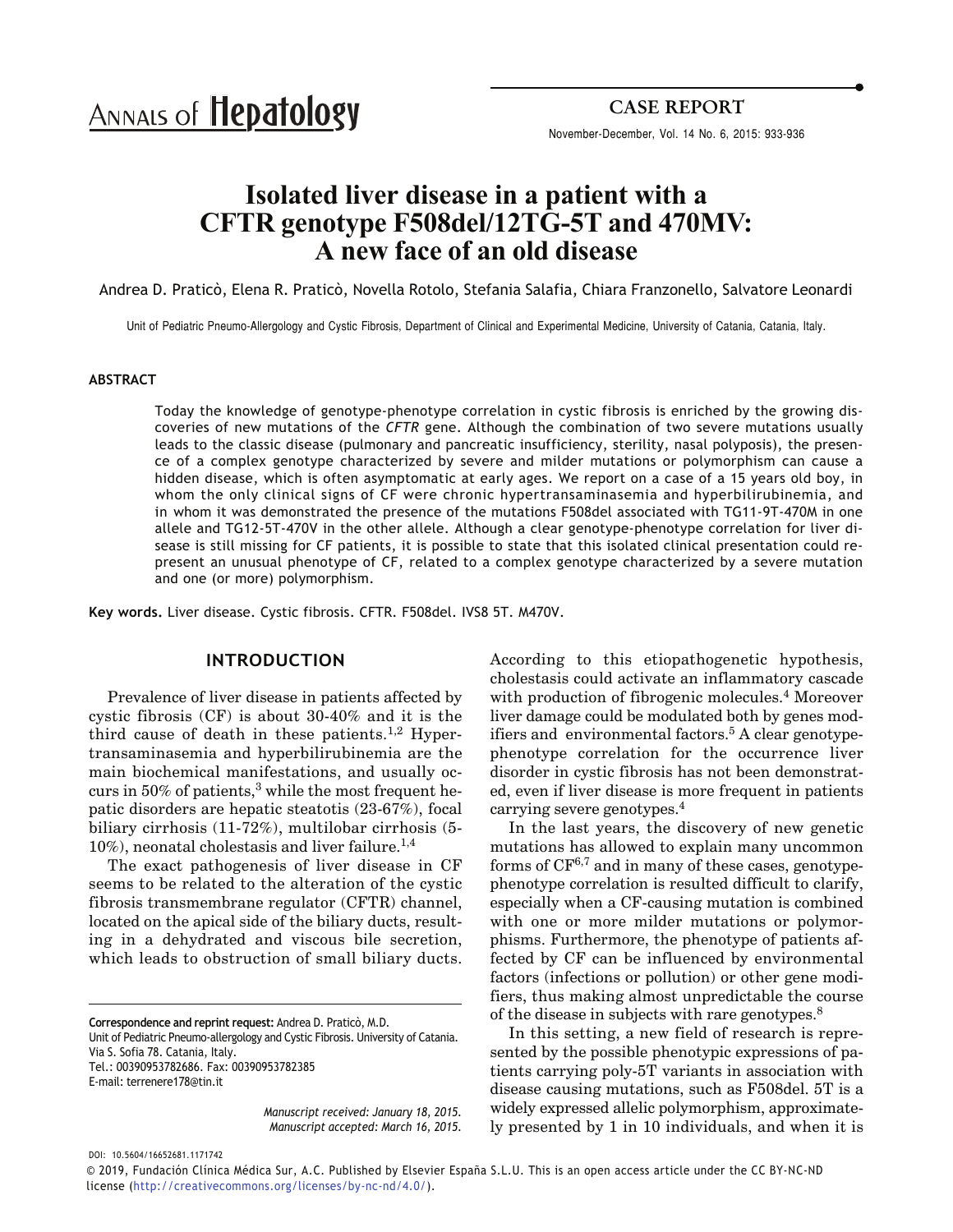CASE REPORT

# Isolated liver disease in a patient with a CFTR genotype F508del/12TG-5T and 470MV: A new face of an old disease

Andrea D. Praticò, Elena R. Praticò, Novella Rotolo, Stefania Salafia, Chiara Franzonello, Salvatore Leonardi

Unit of Pediatric Pneumo-Allergology and Cystic Fibrosis, Department of Clinical and Experimental Medicine, University of Catania, Catania, Italy.

## ABSTRACT

Today the knowledge of genotype-phenotype correlation in cystic fibrosis is enriched by the growing discoveries of new mutations of the *CFTR* gene. Although the combination of two severe mutations usually leads to the classic disease (pulmonary and pancreatic insufficiency, sterility, nasal polyposis), the presence of a complex genotype characterized by severe and milder mutations or polymorphism can cause a hidden disease, which is often asymptomatic at early ages. We report on a case of a 15 years old boy, in whom the only clinical signs of CF were chronic hypertransaminasemia and hyperbilirubinemia, and in whom it was demonstrated the presence of the mutations F508del associated with TG11-9T-470M in one allele and TG12-5T-470V in the other allele. Although a clear genotype-phenotype correlation for liver disease is still missing for CF patients, it is possible to state that this isolated clinical presentation could represent an unusual phenotype of CF, related to a complex genotype characterized by a severe mutation and one (or more) polymorphism.

**Key words.** Liver disease. Cystic fibrosis. CFTR. F508del. IVS8 5T. M470V.

## INTRODUCTION

Prevalence of liver disease in patients affected by cystic fibrosis (CF) is about 30-40% and it is the third cause of death in these patients.[1,2] Hypertransaminasemia and hyperbilirubinemia are the main biochemical manifestations, and usually occurs in 50% of patients,[3] while the most frequent hepatic disorders are hepatic steatotis (23-67%), focal biliary cirrhosis (11-72%), multilobar cirrhosis (5-10%), neonatal cholestasis and liver failure.[1,4]

The exact pathogenesis of liver disease in CF seems to be related to the alteration of the cystic fibrosis transmembrane regulator (CFTR) channel, located on the apical side of the biliary ducts, resulting in a dehydrated and viscous bile secretion, which leads to obstruction of small biliary ducts. According to this etiopathogenetic hypothesis, cholestasis could activate an inflammatory cascade with production of fibrogenic molecules.[4] Moreover liver damage could be modulated both by genes modifiers and environmental factors.[5] A clear genotype-phenotype correlation for the occurrence liver disorder in cystic fibrosis has not been demonstrated, even if liver disease is more frequent in patients carrying severe genotypes.[4]

In the last years, the discovery of new genetic mutations has allowed to explain many uncommon forms of CF[6,7] and in many of these cases, genotype-phenotype correlation is resulted difficult to clarify, especially when a CF-causing mutation is combined with one or more milder mutations or polymorphisms. Furthermore, the phenotype of patients affected by CF can be influenced by environmental factors (infections or pollution) or other gene modifiers, thus making almost unpredictable the course of the disease in subjects with rare genotypes.[8]

In this setting, a new field of research is represented by the possible phenotypic expressions of patients carrying poly-5T variants in association with disease causing mutations, such as F508del. 5T is a widely expressed allelic polymorphism, approximately presented by 1 in 10 individuals, and when it is

**Correspondence and reprint request:** Andrea D. Praticò, M.D.
Unit of Pediatric Pneumo-allergology and Cystic Fibrosis. University of Catania.
Via S. Sofia 78. Catania, Italy.
Tel.: 00390953782686. Fax: 00390953782385
E-mail: terrenere178@tin.it

*Manuscript received: January 18, 2015.*
*Manuscript accepted: March 16, 2015.*

DOI: 10.5604/16652681.1171742

© 2019, Fundación Clínica Médica Sur, A.C. Published by Elsevier España S.L.U. This is an open access article under the CC BY-NC-ND license (http://creativecommons.org/licenses/by-nc-nd/4.0/).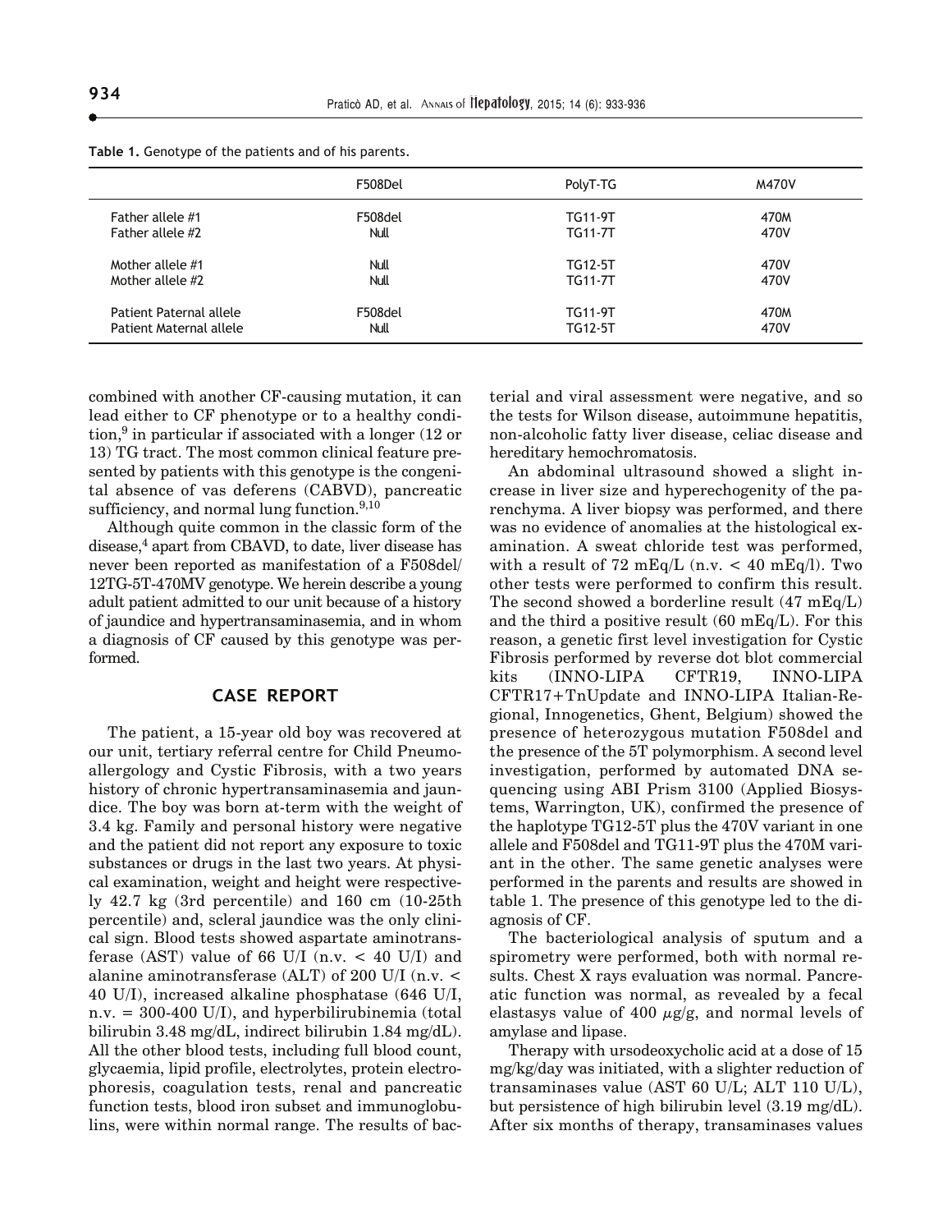**Table 1.** Genotype of the patients and of his parents.

| | F508Del | PolyT-TG | M470V |
|---|---|---|---|
| Father allele #1 | F508del | TG11-9T | 470M |
| Father allele #2 | Null | TG11-7T | 470V |
| Mother allele #1 | Null | TG12-5T | 470V |
| Mother allele #2 | Null | TG11-7T | 470V |
| Patient Paternal allele | F508del | TG11-9T | 470M |
| Patient Maternal allele | Null | TG12-5T | 470V |

combined with another CF-causing mutation, it can lead either to CF phenotype or to a healthy condition,[9] in particular if associated with a longer (12 or 13) TG tract. The most common clinical feature presented by patients with this genotype is the congenital absence of vas deferens (CABVD), pancreatic sufficiency, and normal lung function.[9,10]

Although quite common in the classic form of the disease,[4] apart from CBAVD, to date, liver disease has never been reported as manifestation of a F508del/12TG-5T-470MV genotype. We herein describe a young adult patient admitted to our unit because of a history of jaundice and hypertransaminasemia, and in whom a diagnosis of CF caused by this genotype was performed.

## CASE REPORT

The patient, a 15-year old boy was recovered at our unit, tertiary referral centre for Child Pneumoallergology and Cystic Fibrosis, with a two years history of chronic hypertransaminasemia and jaundice. The boy was born at-term with the weight of 3.4 kg. Family and personal history were negative and the patient did not report any exposure to toxic substances or drugs in the last two years. At physical examination, weight and height were respectively 42.7 kg (3rd percentile) and 160 cm (10-25th percentile) and, scleral jaundice was the only clinical sign. Blood tests showed aspartate aminotransferase (AST) value of 66 U/I (n.v. < 40 U/I) and alanine aminotransferase (ALT) of 200 U/I (n.v. < 40 U/I), increased alkaline phosphatase (646 U/I, n.v. = 300-400 U/I), and hyperbilirubinemia (total bilirubin 3.48 mg/dL, indirect bilirubin 1.84 mg/dL). All the other blood tests, including full blood count, glycaemia, lipid profile, electrolytes, protein electrophoresis, coagulation tests, renal and pancreatic function tests, blood iron subset and immunoglobulins, were within normal range. The results of bacterial and viral assessment were negative, and so the tests for Wilson disease, autoimmune hepatitis, non-alcoholic fatty liver disease, celiac disease and hereditary hemochromatosis.

An abdominal ultrasound showed a slight increase in liver size and hyperechogenity of the parenchyma. A liver biopsy was performed, and there was no evidence of anomalies at the histological examination. A sweat chloride test was performed, with a result of 72 mEq/L (n.v. < 40 mEq/l). Two other tests were performed to confirm this result. The second showed a borderline result (47 mEq/L) and the third a positive result (60 mEq/L). For this reason, a genetic first level investigation for Cystic Fibrosis performed by reverse dot blot commercial kits (INNO-LIPA CFTR19, INNO-LIPA CFTR17+TnUpdate and INNO-LIPA Italian-Regional, Innogenetics, Ghent, Belgium) showed the presence of heterozygous mutation F508del and the presence of the 5T polymorphism. A second level investigation, performed by automated DNA sequencing using ABI Prism 3100 (Applied Biosystems, Warrington, UK), confirmed the presence of the haplotype TG12-5T plus the 470V variant in one allele and F508del and TG11-9T plus the 470M variant in the other. The same genetic analyses were performed in the parents and results are showed in table 1. The presence of this genotype led to the diagnosis of CF.

The bacteriological analysis of sputum and a spirometry were performed, both with normal results. Chest X rays evaluation was normal. Pancreatic function was normal, as revealed by a fecal elastasys value of 400 $\mu$g/g, and normal levels of amylase and lipase.

Therapy with ursodeoxycholic acid at a dose of 15 mg/kg/day was initiated, with a slighter reduction of transaminases value (AST 60 U/L; ALT 110 U/L), but persistence of high bilirubin level (3.19 mg/dL). After six months of therapy, transaminases values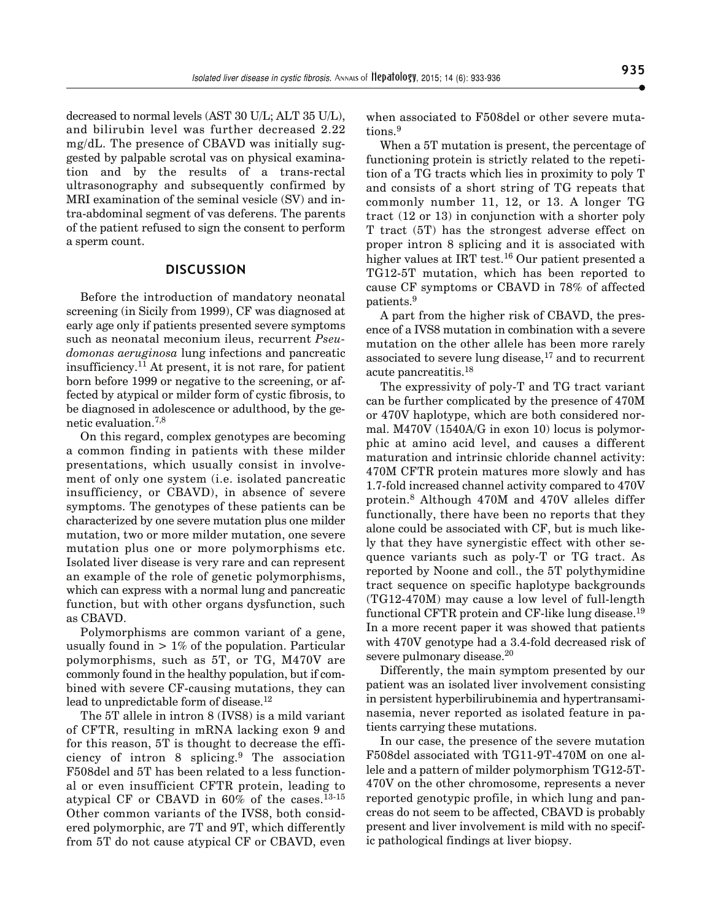decreased to normal levels (AST 30 U/L; ALT 35 U/L), and bilirubin level was further decreased 2.22 mg/dL. The presence of CBAVD was initially suggested by palpable scrotal vas on physical examination and by the results of a trans-rectal ultrasonography and subsequently confirmed by MRI examination of the seminal vesicle (SV) and intra-abdominal segment of vas deferens. The parents of the patient refused to sign the consent to perform a sperm count.

## DISCUSSION

Before the introduction of mandatory neonatal screening (in Sicily from 1999), CF was diagnosed at early age only if patients presented severe symptoms such as neonatal meconium ileus, recurrent *Pseudomonas aeruginosa* lung infections and pancreatic insufficiency.[11] At present, it is not rare, for patient born before 1999 or negative to the screening, or affected by atypical or milder form of cystic fibrosis, to be diagnosed in adolescence or adulthood, by the genetic evaluation.[7,8]

On this regard, complex genotypes are becoming a common finding in patients with these milder presentations, which usually consist in involvement of only one system (i.e. isolated pancreatic insufficiency, or CBAVD), in absence of severe symptoms. The genotypes of these patients can be characterized by one severe mutation plus one milder mutation, two or more milder mutation, one severe mutation plus one or more polymorphisms etc. Isolated liver disease is very rare and can represent an example of the role of genetic polymorphisms, which can express with a normal lung and pancreatic function, but with other organs dysfunction, such as CBAVD.

Polymorphisms are common variant of a gene, usually found in > 1% of the population. Particular polymorphisms, such as 5T, or TG, M470V are commonly found in the healthy population, but if combined with severe CF-causing mutations, they can lead to unpredictable form of disease.[12]

The 5T allele in intron 8 (IVS8) is a mild variant of CFTR, resulting in mRNA lacking exon 9 and for this reason, 5T is thought to decrease the efficiency of intron 8 splicing.[9] The association F508del and 5T has been related to a less functional or even insufficient CFTR protein, leading to atypical CF or CBAVD in 60% of the cases.[13-15] Other common variants of the IVS8, both considered polymorphic, are 7T and 9T, which differently from 5T do not cause atypical CF or CBAVD, even when associated to F508del or other severe mutations.[9]

When a 5T mutation is present, the percentage of functioning protein is strictly related to the repetition of a TG tracts which lies in proximity to poly T and consists of a short string of TG repeats that commonly number 11, 12, or 13. A longer TG tract (12 or 13) in conjunction with a shorter poly T tract (5T) has the strongest adverse effect on proper intron 8 splicing and it is associated with higher values at IRT test.[16] Our patient presented a TG12-5T mutation, which has been reported to cause CF symptoms or CBAVD in 78% of affected patients.[9]

A part from the higher risk of CBAVD, the presence of a IVS8 mutation in combination with a severe mutation on the other allele has been more rarely associated to severe lung disease,[17] and to recurrent acute pancreatitis.[18]

The expressivity of poly-T and TG tract variant can be further complicated by the presence of 470M or 470V haplotype, which are both considered normal. M470V (1540A/G in exon 10) locus is polymorphic at amino acid level, and causes a different maturation and intrinsic chloride channel activity: 470M CFTR protein matures more slowly and has 1.7-fold increased channel activity compared to 470V protein.[8] Although 470M and 470V alleles differ functionally, there have been no reports that they alone could be associated with CF, but is much likely that they have synergistic effect with other sequence variants such as poly-T or TG tract. As reported by Noone and coll., the 5T polythymidine tract sequence on specific haplotype backgrounds (TG12-470M) may cause a low level of full-length functional CFTR protein and CF-like lung disease.[19] In a more recent paper it was showed that patients with 470V genotype had a 3.4-fold decreased risk of severe pulmonary disease.[20]

Differently, the main symptom presented by our patient was an isolated liver involvement consisting in persistent hyperbilirubinemia and hypertransaminasemia, never reported as isolated feature in patients carrying these mutations.

In our case, the presence of the severe mutation F508del associated with TG11-9T-470M on one allele and a pattern of milder polymorphism TG12-5T-470V on the other chromosome, represents a never reported genotypic profile, in which lung and pancreas do not seem to be affected, CBAVD is probably present and liver involvement is mild with no specific pathological findings at liver biopsy.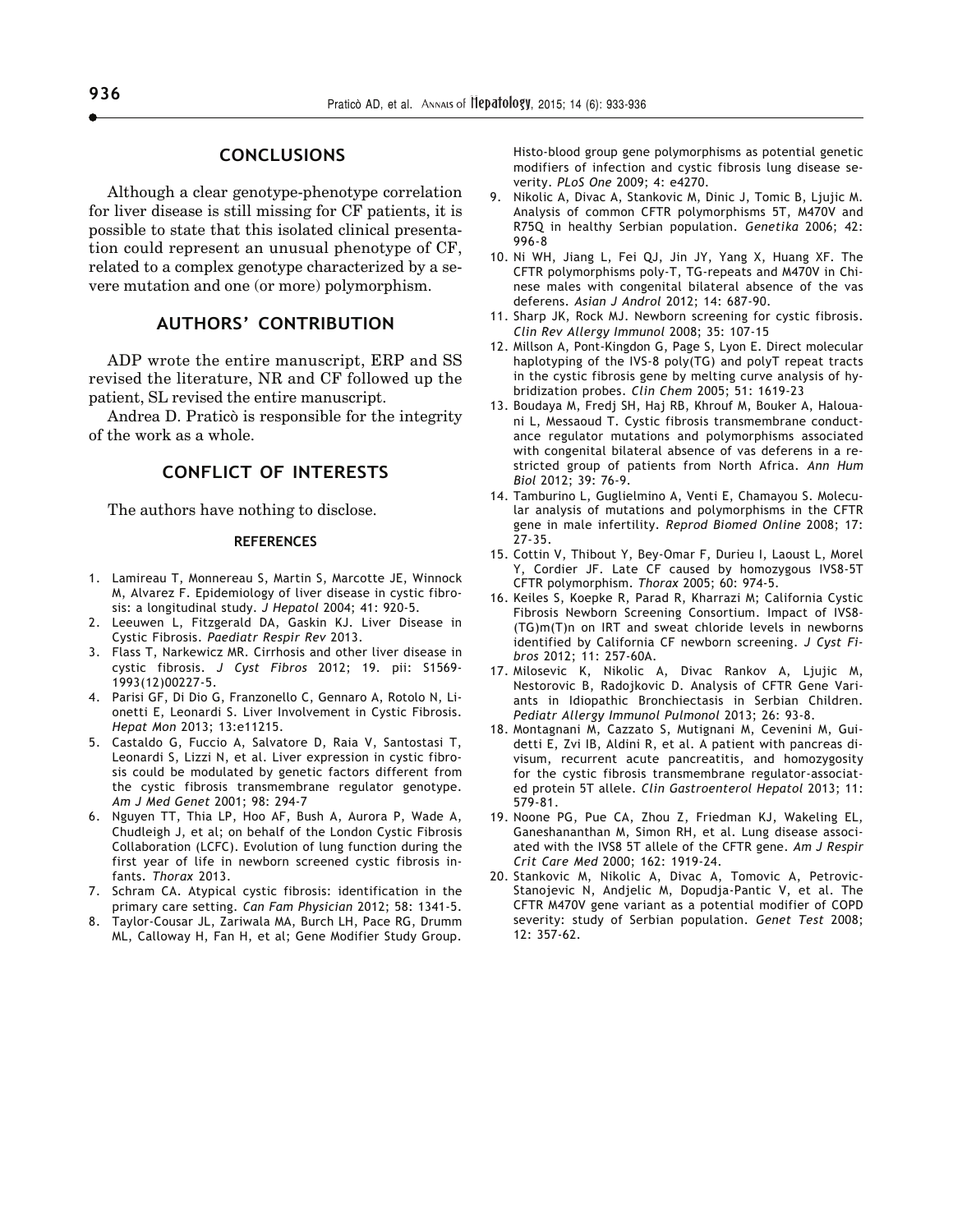## CONCLUSIONS

Although a clear genotype-phenotype correlation for liver disease is still missing for CF patients, it is possible to state that this isolated clinical presentation could represent an unusual phenotype of CF, related to a complex genotype characterized by a severe mutation and one (or more) polymorphism.

## AUTHORS' CONTRIBUTION

ADP wrote the entire manuscript, ERP and SS revised the literature, NR and CF followed up the patient, SL revised the entire manuscript.

Andrea D. Praticò is responsible for the integrity of the work as a whole.

## CONFLICT OF INTERESTS

The authors have nothing to disclose.

### REFERENCES

1. Lamireau T, Monnereau S, Martin S, Marcotte JE, Winnock M, Alvarez F. Epidemiology of liver disease in cystic fibrosis: a longitudinal study. *J Hepatol* 2004; 41: 920-5.
2. Leeuwen L, Fitzgerald DA, Gaskin KJ. Liver Disease in Cystic Fibrosis. *Paediatr Respir Rev* 2013.
3. Flass T, Narkewicz MR. Cirrhosis and other liver disease in cystic fibrosis. *J Cyst Fibros* 2012; 19. pii: S1569-1993(12)00227-5.
4. Parisi GF, Di Dio G, Franzonello C, Gennaro A, Rotolo N, Lionetti E, Leonardi S. Liver Involvement in Cystic Fibrosis. *Hepat Mon* 2013; 13:e11215.
5. Castaldo G, Fuccio A, Salvatore D, Raia V, Santostasi T, Leonardi S, Lizzi N, et al. Liver expression in cystic fibrosis could be modulated by genetic factors different from the cystic fibrosis transmembrane regulator genotype. *Am J Med Genet* 2001; 98: 294-7
6. Nguyen TT, Thia LP, Hoo AF, Bush A, Aurora P, Wade A, Chudleigh J, et al; on behalf of the London Cystic Fibrosis Collaboration (LCFC). Evolution of lung function during the first year of life in newborn screened cystic fibrosis infants. *Thorax* 2013.
7. Schram CA. Atypical cystic fibrosis: identification in the primary care setting. *Can Fam Physician* 2012; 58: 1341-5.
8. Taylor-Cousar JL, Zariwala MA, Burch LH, Pace RG, Drumm ML, Calloway H, Fan H, et al; Gene Modifier Study Group. Histo-blood group gene polymorphisms as potential genetic modifiers of infection and cystic fibrosis lung disease severity. *PLoS One* 2009; 4: e4270.
9. Nikolic A, Divac A, Stankovic M, Dinic J, Tomic B, Ljujic M. Analysis of common CFTR polymorphisms 5T, M470V and R75Q in healthy Serbian population. *Genetika* 2006; 42: 996-8
10. Ni WH, Jiang L, Fei QJ, Jin JY, Yang X, Huang XF. The CFTR polymorphisms poly-T, TG-repeats and M470V in Chinese males with congenital bilateral absence of the vas deferens. *Asian J Androl* 2012; 14: 687-90.
11. Sharp JK, Rock MJ. Newborn screening for cystic fibrosis. *Clin Rev Allergy Immunol* 2008; 35: 107-15
12. Millson A, Pont-Kingdon G, Page S, Lyon E. Direct molecular haplotyping of the IVS-8 poly(TG) and polyT repeat tracts in the cystic fibrosis gene by melting curve analysis of hybridization probes. *Clin Chem* 2005; 51: 1619-23
13. Boudaya M, Fredj SH, Haj RB, Khrouf M, Bouker A, Halouani L, Messaoud T. Cystic fibrosis transmembrane conductance regulator mutations and polymorphisms associated with congenital bilateral absence of vas deferens in a restricted group of patients from North Africa. *Ann Hum Biol* 2012; 39: 76-9.
14. Tamburino L, Guglielmino A, Venti E, Chamayou S. Molecular analysis of mutations and polymorphisms in the CFTR gene in male infertility. *Reprod Biomed Online* 2008; 17: 27-35.
15. Cottin V, Thibout Y, Bey-Omar F, Durieu I, Laoust L, Morel Y, Cordier JF. Late CF caused by homozygous IVS8-5T CFTR polymorphism. *Thorax* 2005; 60: 974-5.
16. Keiles S, Koepke R, Parad R, Kharrazi M; California Cystic Fibrosis Newborn Screening Consortium. Impact of IVS8-(TG)m(T)n on IRT and sweat chloride levels in newborns identified by California CF newborn screening. *J Cyst Fibros* 2012; 11: 257-60A.
17. Milosevic K, Nikolic A, Divac Rankov A, Ljujic M, Nestorovic B, Radojkovic D. Analysis of CFTR Gene Variants in Idiopathic Bronchiectasis in Serbian Children. *Pediatr Allergy Immunol Pulmonol* 2013; 26: 93-8.
18. Montagnani M, Cazzato S, Mutignani M, Cevenini M, Guidetti E, Zvi IB, Aldini R, et al. A patient with pancreas divisum, recurrent acute pancreatitis, and homozygosity for the cystic fibrosis transmembrane regulator-associated protein 5T allele. *Clin Gastroenterol Hepatol* 2013; 11: 579-81.
19. Noone PG, Pue CA, Zhou Z, Friedman KJ, Wakeling EL, Ganeshananthan M, Simon RH, et al. Lung disease associated with the IVS8 5T allele of the CFTR gene. *Am J Respir Crit Care Med* 2000; 162: 1919-24.
20. Stankovic M, Nikolic A, Divac A, Tomovic A, Petrovic-Stanojevic N, Andjelic M, Dopudja-Pantic V, et al. The CFTR M470V gene variant as a potential modifier of COPD severity: study of Serbian population. *Genet Test* 2008; 12: 357-62.